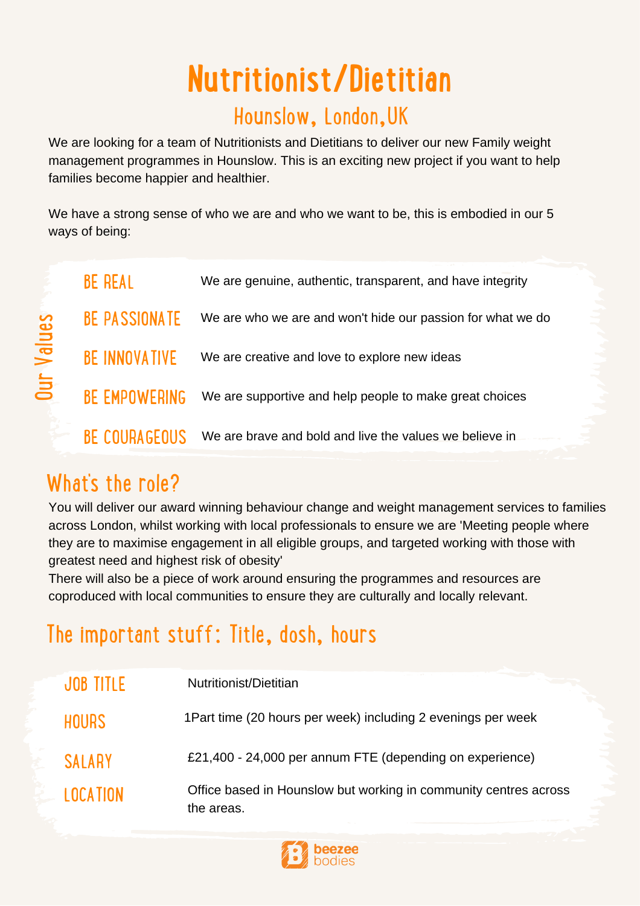# Nutritionist/Dietitian

## Hounslow, London,UK

We are looking for a team of Nutritionists and Dietitians to deliver our new Family weight management programmes in Hounslow. This is an exciting new project if you want to help families become happier and healthier.

We have a strong sense of who we are and who we want to be, this is embodied in our 5 ways of being:

**Our Values**

| | |
|---|---|
| BE REAL | We are genuine, authentic, transparent, and have integrity |
| BE PASSIONATE | We are who we are and won't hide our passion for what we do |
| BE INNOVATIVE | We are creative and love to explore new ideas |
| BE EMPOWERING | We are supportive and help people to make great choices |
| BE COURAGEOUS | We are brave and bold and live the values we believe in |

## What's the role?

You will deliver our award winning behaviour change and weight management services to families across London, whilst working with local professionals to ensure we are 'Meeting people where they are to maximise engagement in all eligible groups, and targeted working with those with greatest need and highest risk of obesity'

There will also be a piece of work around ensuring the programmes and resources are coproduced with local communities to ensure they are culturally and locally relevant.

## The important stuff: Title, dosh, hours

| | |
|---|---|
| JOB TITLE | Nutritionist/Dietitian |
| HOURS | 1Part time (20 hours per week) including 2 evenings per week |
| SALARY | £21,400 - 24,000 per annum FTE (depending on experience) |
| LOCATION | Office based in Hounslow but working in community centres across the areas. |

beezee bodies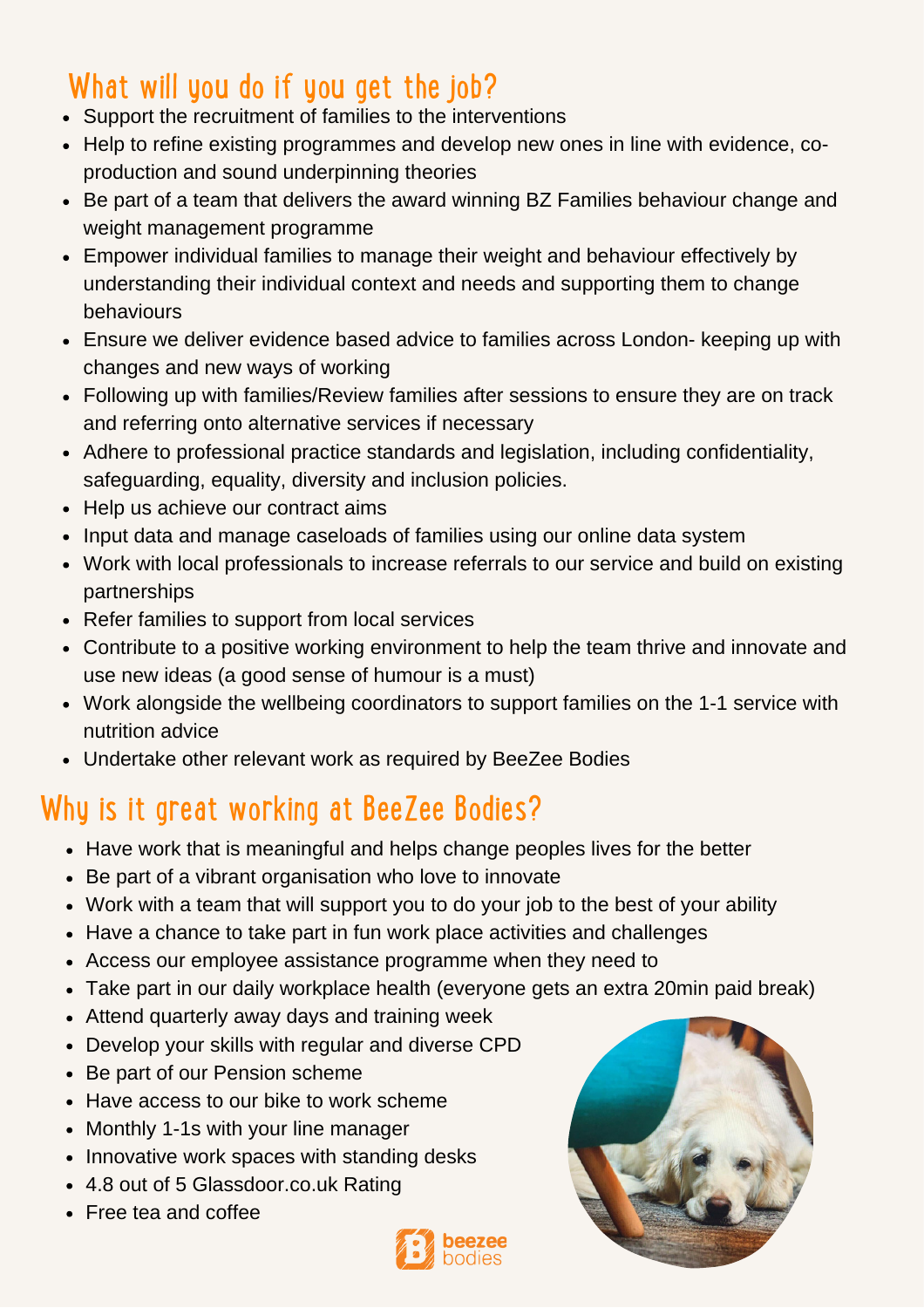## What will you do if you get the job?

- Support the recruitment of families to the interventions
- Help to refine existing programmes and develop new ones in line with evidence, co-production and sound underpinning theories
- Be part of a team that delivers the award winning BZ Families behaviour change and weight management programme
- Empower individual families to manage their weight and behaviour effectively by understanding their individual context and needs and supporting them to change behaviours
- Ensure we deliver evidence based advice to families across London- keeping up with changes and new ways of working
- Following up with families/Review families after sessions to ensure they are on track and referring onto alternative services if necessary
- Adhere to professional practice standards and legislation, including confidentiality, safeguarding, equality, diversity and inclusion policies.
- Help us achieve our contract aims
- Input data and manage caseloads of families using our online data system
- Work with local professionals to increase referrals to our service and build on existing partnerships
- Refer families to support from local services
- Contribute to a positive working environment to help the team thrive and innovate and use new ideas (a good sense of humour is a must)
- Work alongside the wellbeing coordinators to support families on the 1-1 service with nutrition advice
- Undertake other relevant work as required by BeeZee Bodies

## Why is it great working at BeeZee Bodies?

- Have work that is meaningful and helps change peoples lives for the better
- Be part of a vibrant organisation who love to innovate
- Work with a team that will support you to do your job to the best of your ability
- Have a chance to take part in fun work place activities and challenges
- Access our employee assistance programme when they need to
- Take part in our daily workplace health (everyone gets an extra 20min paid break)
- Attend quarterly away days and training week
- Develop your skills with regular and diverse CPD
- Be part of our Pension scheme
- Have access to our bike to work scheme
- Monthly 1-1s with your line manager
- Innovative work spaces with standing desks
- 4.8 out of 5 Glassdoor.co.uk Rating
- Free tea and coffee

beezee bodies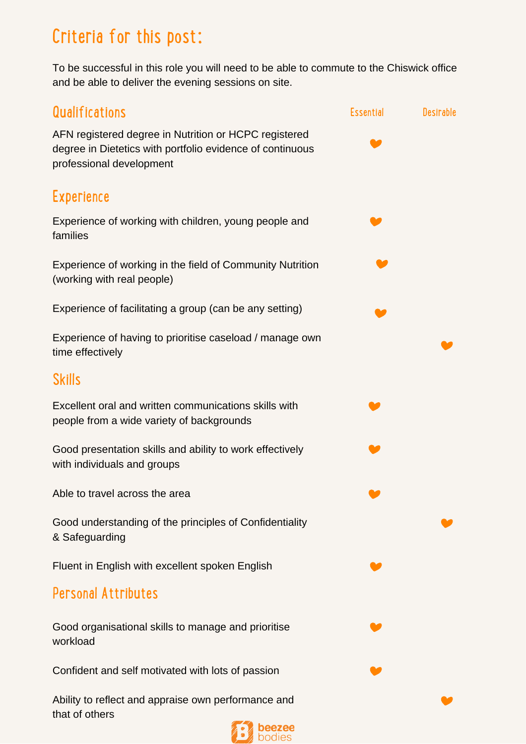# Criteria for this post:

To be successful in this role you will need to be able to commute to the Chiswick office and be able to deliver the evening sessions on site.

| Criteria | Essential | Desirable |
|---|---|---|
| **Qualifications** | | |
| AFN registered degree in Nutrition or HCPC registered degree in Dietetics with portfolio evidence of continuous professional development | ♥ | |
| **Experience** | | |
| Experience of working with children, young people and families | ♥ | |
| Experience of working in the field of Community Nutrition (working with real people) | ♥ | |
| Experience of facilitating a group (can be any setting) | ♥ | |
| Experience of having to prioritise caseload / manage own time effectively | | ♥ |
| **Skills** | | |
| Excellent oral and written communications skills with people from a wide variety of backgrounds | ♥ | |
| Good presentation skills and ability to work effectively with individuals and groups | ♥ | |
| Able to travel across the area | ♥ | |
| Good understanding of the principles of Confidentiality & Safeguarding | | ♥ |
| Fluent in English with excellent spoken English | ♥ | |
| **Personal Attributes** | | |
| Good organisational skills to manage and prioritise workload | ♥ | |
| Confident and self motivated with lots of passion | ♥ | |
| Ability to reflect and appraise own performance and that of others | | ♥ |

beezee bodies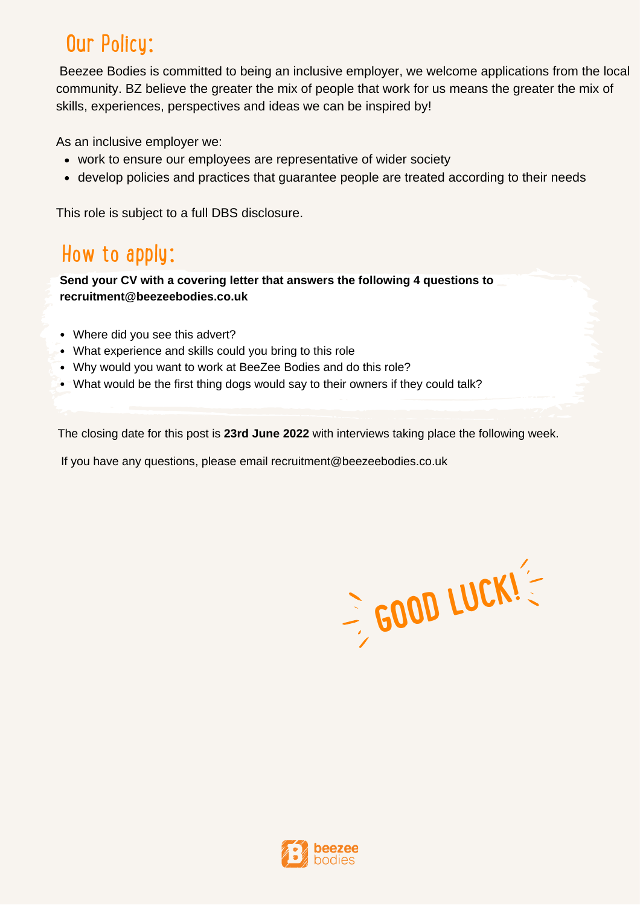## Our Policy:

Beezee Bodies is committed to being an inclusive employer, we welcome applications from the local community. BZ believe the greater the mix of people that work for us means the greater the mix of skills, experiences, perspectives and ideas we can be inspired by!

As an inclusive employer we:

- work to ensure our employees are representative of wider society
- develop policies and practices that guarantee people are treated according to their needs

This role is subject to a full DBS disclosure.

## How to apply:

**Send your CV with a covering letter that answers the following 4 questions to recruitment@beezeebodies.co.uk**

- Where did you see this advert?
- What experience and skills could you bring to this role
- Why would you want to work at BeeZee Bodies and do this role?
- What would be the first thing dogs would say to their owners if they could talk?

The closing date for this post is **23rd June 2022** with interviews taking place the following week.

If you have any questions, please email recruitment@beezeebodies.co.uk

GOOD LUCK!

beezee bodies